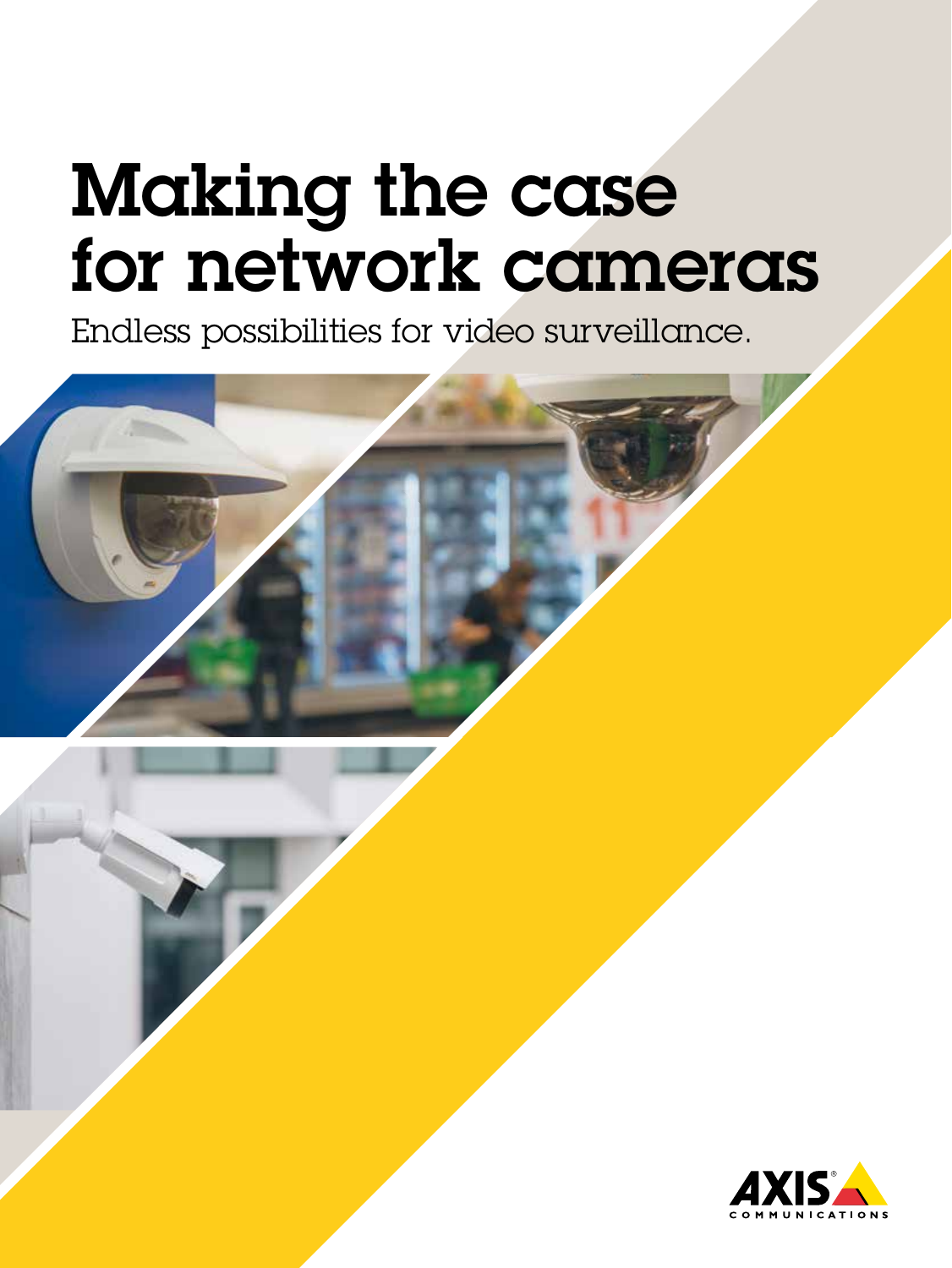# Making the case for network cameras

Endless possibilities for video surveillance.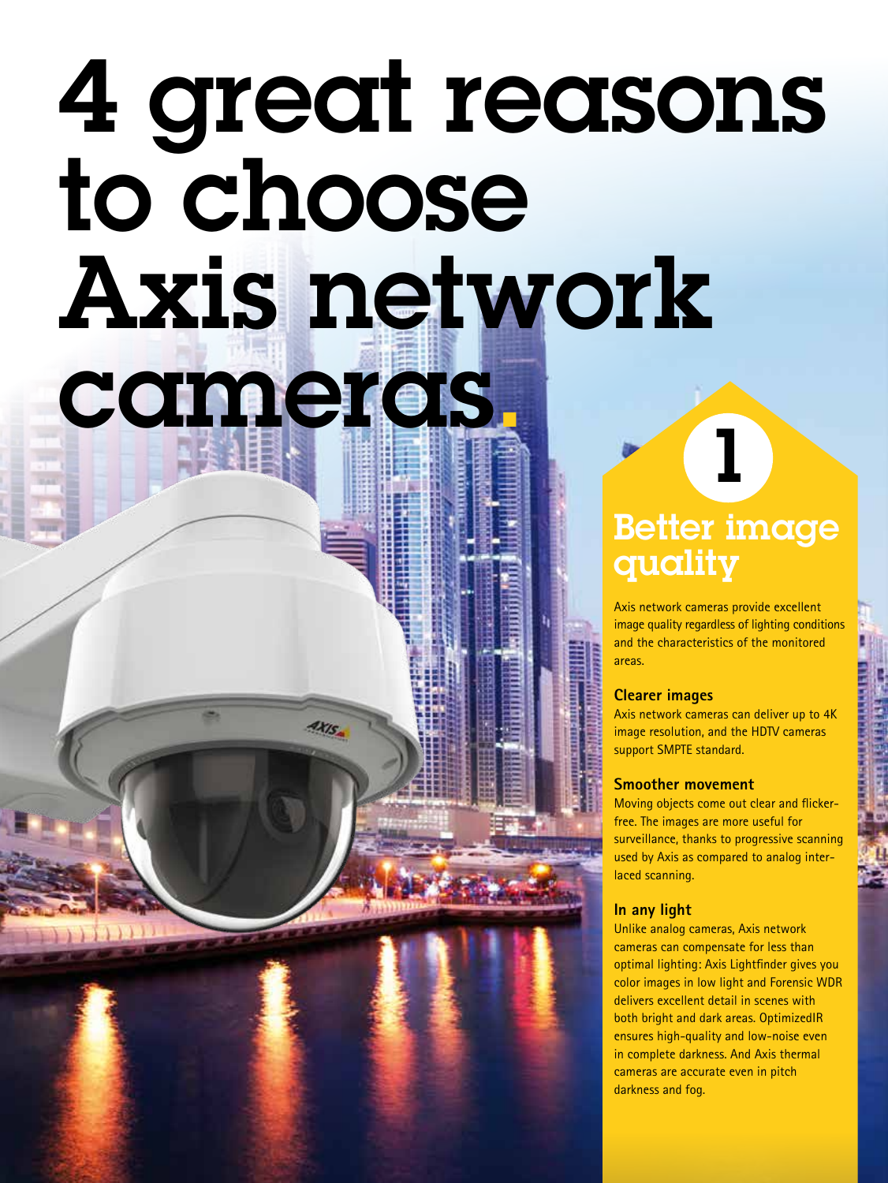# 4 great reasons to choose Axis network cameras.

## 1

## Better image quality

Axis network cameras provide excellent image quality regardless of lighting conditions and the characteristics of the monitored areas.

### Clearer images

Axis network cameras can deliver up to 4K image resolution, and the HDTV cameras support SMPTE standard.

### Smoother movement

Moving objects come out clear and flicker-free. The images are more useful for surveillance, thanks to progressive scanning used by Axis as compared to analog interlaced scanning.

### In any light

Unlike analog cameras, Axis network cameras can compensate for less than optimal lighting: Axis Lightfinder gives you color images in low light and Forensic WDR delivers excellent detail in scenes with both bright and dark areas. OptimizedIR ensures high-quality and low-noise even in complete darkness. And Axis thermal cameras are accurate even in pitch darkness and fog.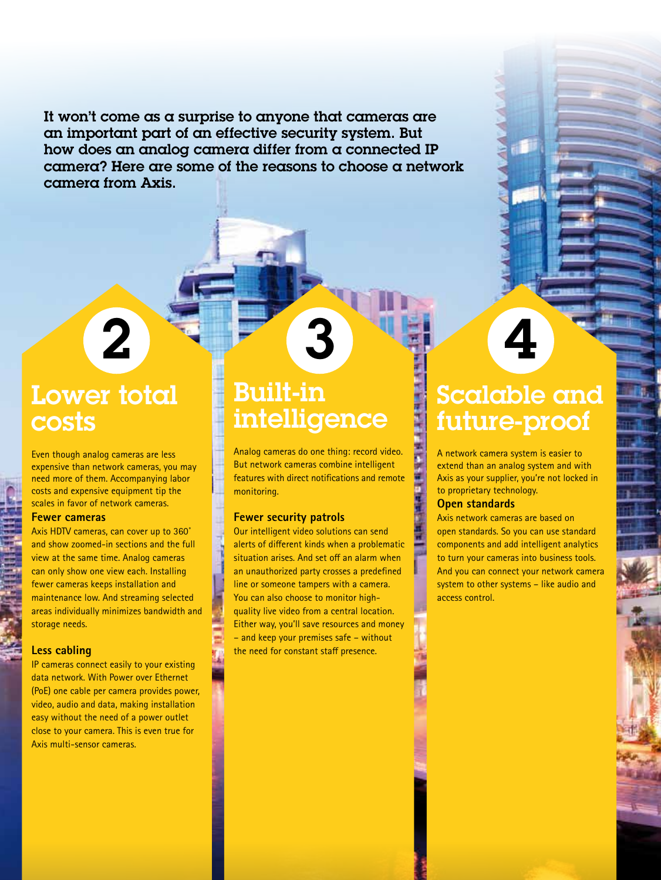**It won't come as a surprise to anyone that cameras are an important part of an effective security system. But how does an analog camera differ from a connected IP camera? Here are some of the reasons to choose a network camera from Axis.**

## 2 Lower total costs

Even though analog cameras are less expensive than network cameras, you may need more of them. Accompanying labor costs and expensive equipment tip the scales in favor of network cameras.

### Fewer cameras

Axis HDTV cameras, can cover up to 360° and show zoomed-in sections and the full view at the same time. Analog cameras can only show one view each. Installing fewer cameras keeps installation and maintenance low. And streaming selected areas individually minimizes bandwidth and storage needs.

### Less cabling

IP cameras connect easily to your existing data network. With Power over Ethernet (PoE) one cable per camera provides power, video, audio and data, making installation easy without the need of a power outlet close to your camera. This is even true for Axis multi-sensor cameras.

## 3 Built-in intelligence

Analog cameras do one thing: record video. But network cameras combine intelligent features with direct notifications and remote monitoring.

### Fewer security patrols

Our intelligent video solutions can send alerts of different kinds when a problematic situation arises. And set off an alarm when an unauthorized party crosses a predefined line or someone tampers with a camera. You can also choose to monitor high-quality live video from a central location. Either way, you'll save resources and money – and keep your premises safe – without the need for constant staff presence.

## 4 Scalable and future-proof

A network camera system is easier to extend than an analog system and with Axis as your supplier, you're not locked in to proprietary technology.

### Open standards

Axis network cameras are based on open standards. So you can use standard components and add intelligent analytics to turn your cameras into business tools. And you can connect your network camera system to other systems – like audio and access control.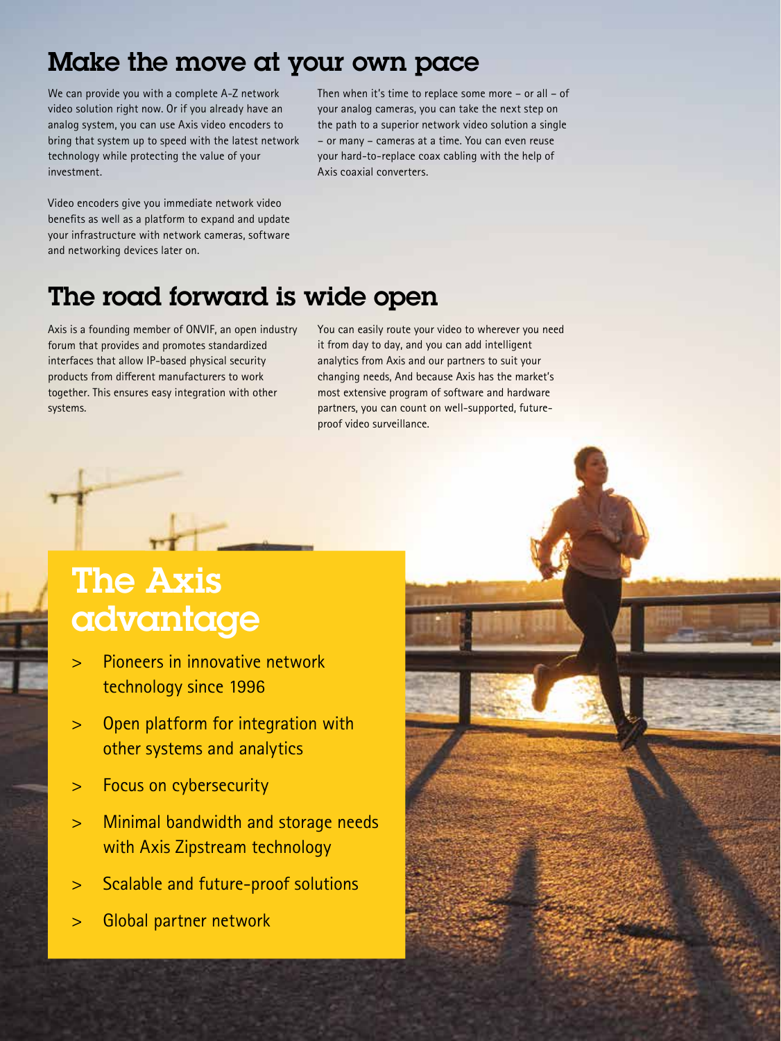## Make the move at your own pace

We can provide you with a complete A-Z network video solution right now. Or if you already have an analog system, you can use Axis video encoders to bring that system up to speed with the latest network technology while protecting the value of your investment.

Video encoders give you immediate network video benefits as well as a platform to expand and update your infrastructure with network cameras, software and networking devices later on.

Then when it's time to replace some more – or all – of your analog cameras, you can take the next step on the path to a superior network video solution a single – or many – cameras at a time. You can even reuse your hard-to-replace coax cabling with the help of Axis coaxial converters.

## The road forward is wide open

Axis is a founding member of ONVIF, an open industry forum that provides and promotes standardized interfaces that allow IP-based physical security products from different manufacturers to work together. This ensures easy integration with other systems.

You can easily route your video to wherever you need it from day to day, and you can add intelligent analytics from Axis and our partners to suit your changing needs, And because Axis has the market's most extensive program of software and hardware partners, you can count on well-supported, future-proof video surveillance.

## The Axis advantage

> Pioneers in innovative network technology since 1996

> Open platform for integration with other systems and analytics

> Focus on cybersecurity

> Minimal bandwidth and storage needs with Axis Zipstream technology

> Scalable and future-proof solutions

> Global partner network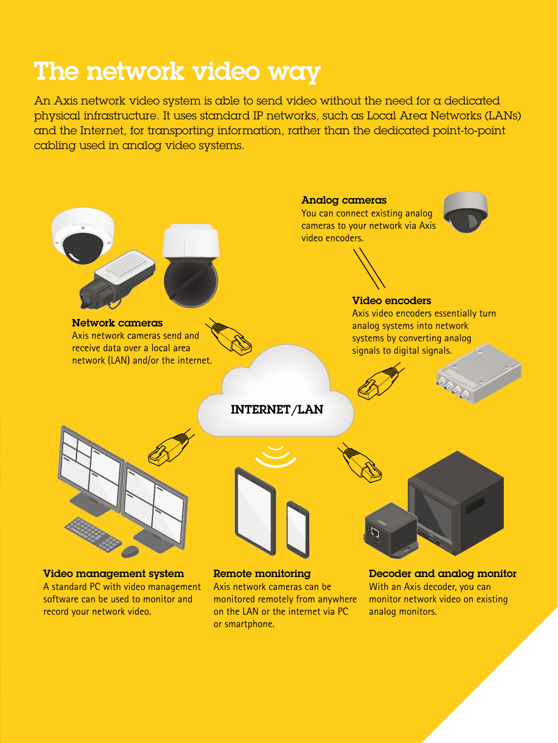# The network video way

An Axis network video system is able to send video without the need for a dedicated physical infrastructure. It uses standard IP networks, such as Local Area Networks (LANs) and the Internet, for transporting information, rather than the dedicated point-to-point cabling used in analog video systems.

**Analog cameras**
You can connect existing analog cameras to your network via Axis video encoders.

**Network cameras**
Axis network cameras send and receive data over a local area network (LAN) and/or the internet.

**Video encoders**
Axis video encoders essentially turn analog systems into network systems by converting analog signals to digital signals.

INTERNET/LAN

**Video management system**
A standard PC with video management software can be used to monitor and record your network video.

**Remote monitoring**
Axis network cameras can be monitored remotely from anywhere on the LAN or the internet via PC or smartphone.

**Decoder and analog monitor**
With an Axis decoder, you can monitor network video on existing analog monitors.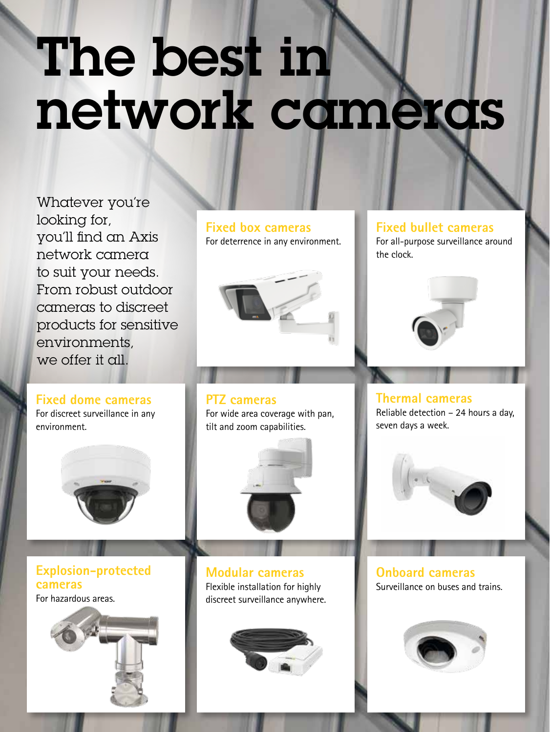# The best in network cameras

Whatever you're looking for, you'll find an Axis network camera to suit your needs. From robust outdoor cameras to discreet products for sensitive environments, we offer it all.

### Fixed box cameras

For deterrence in any environment.

### Fixed bullet cameras

For all-purpose surveillance around the clock.

### Fixed dome cameras

For discreet surveillance in any environment.

### PTZ cameras

For wide area coverage with pan, tilt and zoom capabilities.

### Thermal cameras

Reliable detection – 24 hours a day, seven days a week.

### Explosion-protected cameras

For hazardous areas.

### Modular cameras

Flexible installation for highly discreet surveillance anywhere.

### Onboard cameras

Surveillance on buses and trains.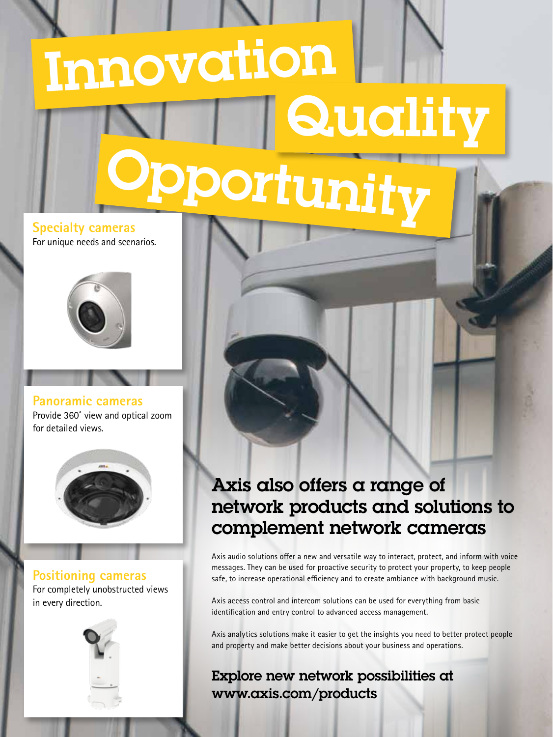# Innovation Quality Opportunity

### Specialty cameras

For unique needs and scenarios.

### Panoramic cameras

Provide 360˚ view and optical zoom for detailed views.

### Positioning cameras

For completely unobstructed views in every direction.

## Axis also offers a range of network products and solutions to complement network cameras

Axis audio solutions offer a new and versatile way to interact, protect, and inform with voice messages. They can be used for proactive security to protect your property, to keep people safe, to increase operational efficiency and to create ambiance with background music.

Axis access control and intercom solutions can be used for everything from basic identification and entry control to advanced access management.

Axis analytics solutions make it easier to get the insights you need to better protect people and property and make better decisions about your business and operations.

**Explore new network possibilities at www.axis.com/products**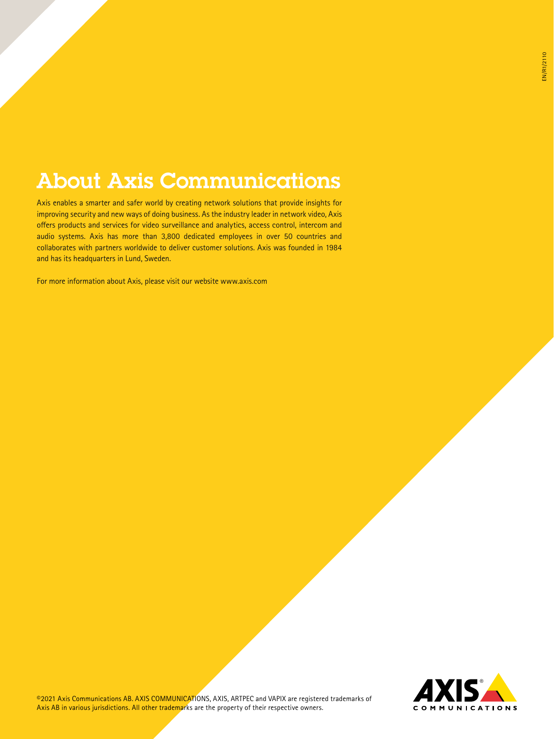# About Axis Communications

Axis enables a smarter and safer world by creating network solutions that provide insights for improving security and new ways of doing business. As the industry leader in network video, Axis offers products and services for video surveillance and analytics, access control, intercom and audio systems. Axis has more than 3,800 dedicated employees in over 50 countries and collaborates with partners worldwide to deliver customer solutions. Axis was founded in 1984 and has its headquarters in Lund, Sweden.

For more information about Axis, please visit our website www.axis.com

©2021 Axis Communications AB. AXIS COMMUNICATIONS, AXIS, ARTPEC and VAPIX are registered trademarks of Axis AB in various jurisdictions. All other trademarks are the property of their respective owners.

EN/R1/2110